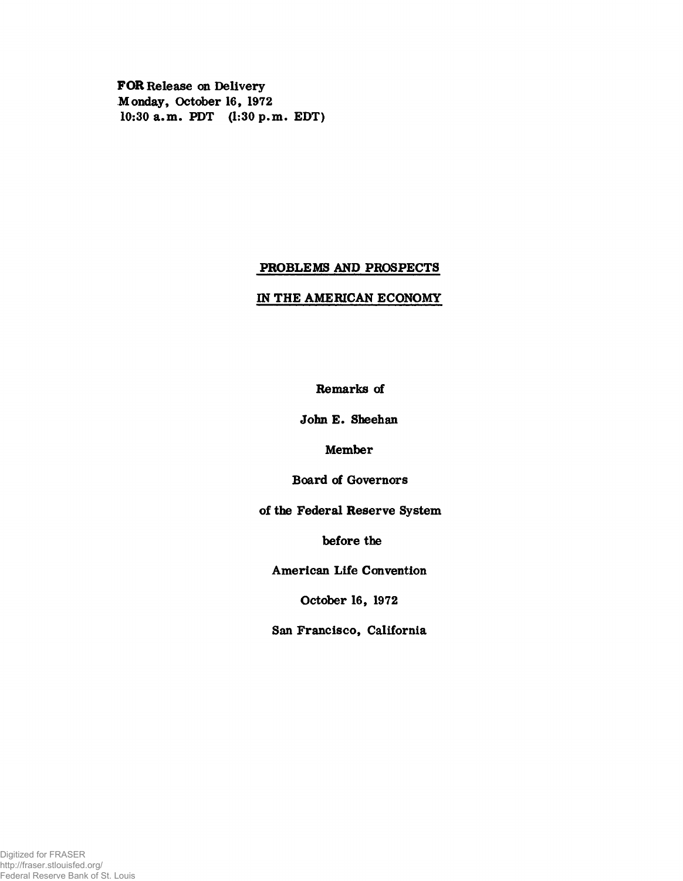FOR Release on Delivery
Monday, October 16, 1972
10:30 a.m. PDT (1:30 p.m. EDT)

# PROBLEMS AND PROSPECTS IN THE AMERICAN ECONOMY

Remarks of

John E. Sheehan

Member

Board of Governors

of the Federal Reserve System

before the

American Life Convention

October 16, 1972

San Francisco, California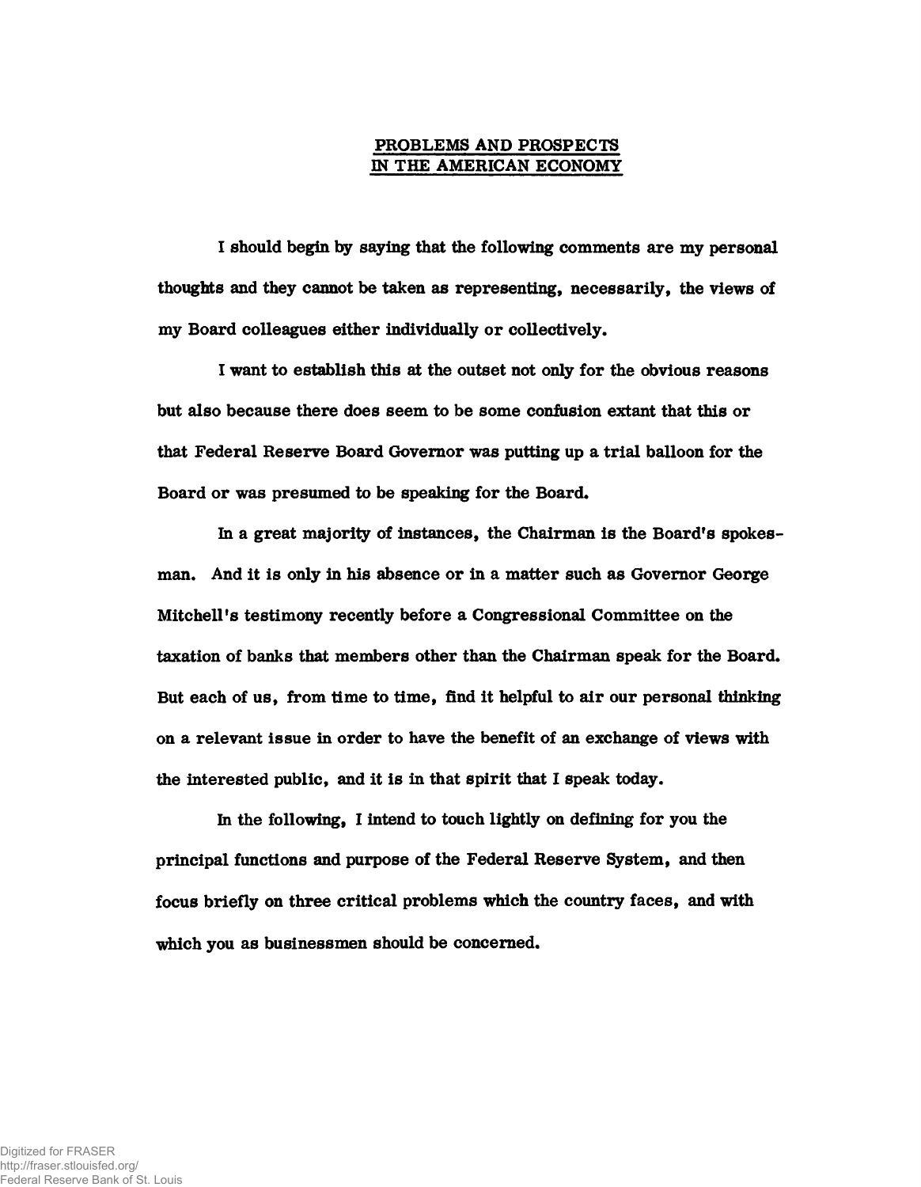## PROBLEMS AND PROSPECTS IN THE AMERICAN ECONOMY

I should begin by saying that the following comments are my personal thoughts and they cannot be taken as representing, necessarily, the views of my Board colleagues either individually or collectively.

I want to establish this at the outset not only for the obvious reasons but also because there does seem to be some confusion extant that this or that Federal Reserve Board Governor was putting up a trial balloon for the Board or was presumed to be speaking for the Board.

In a great majority of instances, the Chairman is the Board's spokesman. And it is only in his absence or in a matter such as Governor George Mitchell's testimony recently before a Congressional Committee on the taxation of banks that members other than the Chairman speak for the Board. But each of us, from time to time, find it helpful to air our personal thinking on a relevant issue in order to have the benefit of an exchange of views with the interested public, and it is in that spirit that I speak today.

In the following, I intend to touch lightly on defining for you the principal functions and purpose of the Federal Reserve System, and then focus briefly on three critical problems which the country faces, and with which you as businessmen should be concerned.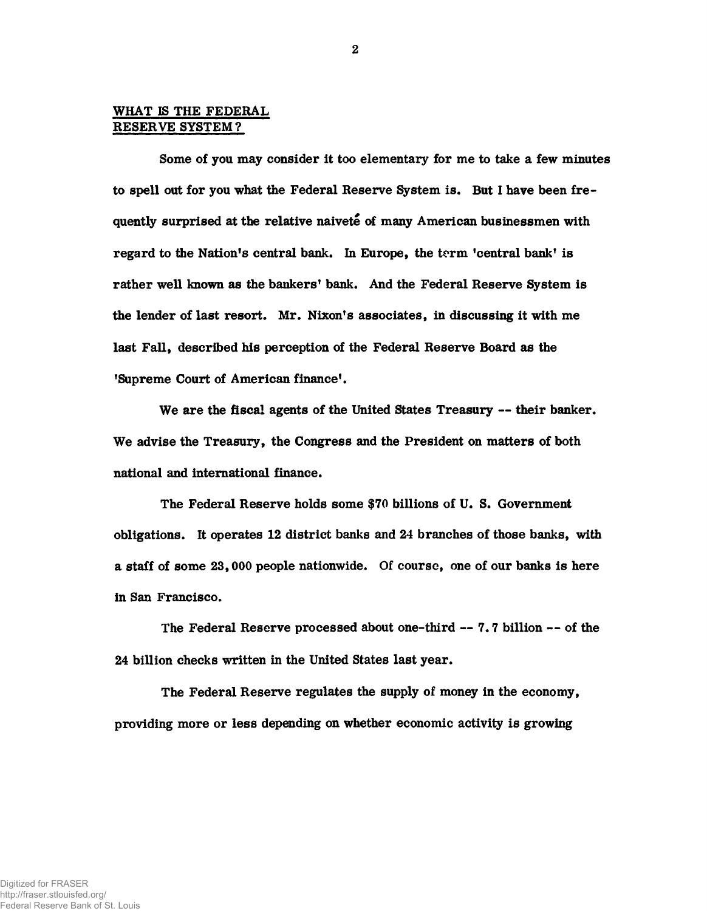## WHAT IS THE FEDERAL RESERVE SYSTEM?

Some of you may consider it too elementary for me to take a few minutes to spell out for you what the Federal Reserve System is. But I have been frequently surprised at the relative naiveté of many American businessmen with regard to the Nation's central bank. In Europe, the term 'central bank' is rather well known as the bankers' bank. And the Federal Reserve System is the lender of last resort. Mr. Nixon's associates, in discussing it with me last Fall, described his perception of the Federal Reserve Board as the 'Supreme Court of American finance'.

We are the fiscal agents of the United States Treasury -- their banker. We advise the Treasury, the Congress and the President on matters of both national and international finance.

The Federal Reserve holds some $70 billions of U. S. Government obligations. It operates 12 district banks and 24 branches of those banks, with a staff of some 23,000 people nationwide. Of course, one of our banks is here in San Francisco.

The Federal Reserve processed about one-third -- 7.7 billion -- of the 24 billion checks written in the United States last year.

The Federal Reserve regulates the supply of money in the economy, providing more or less depending on whether economic activity is growing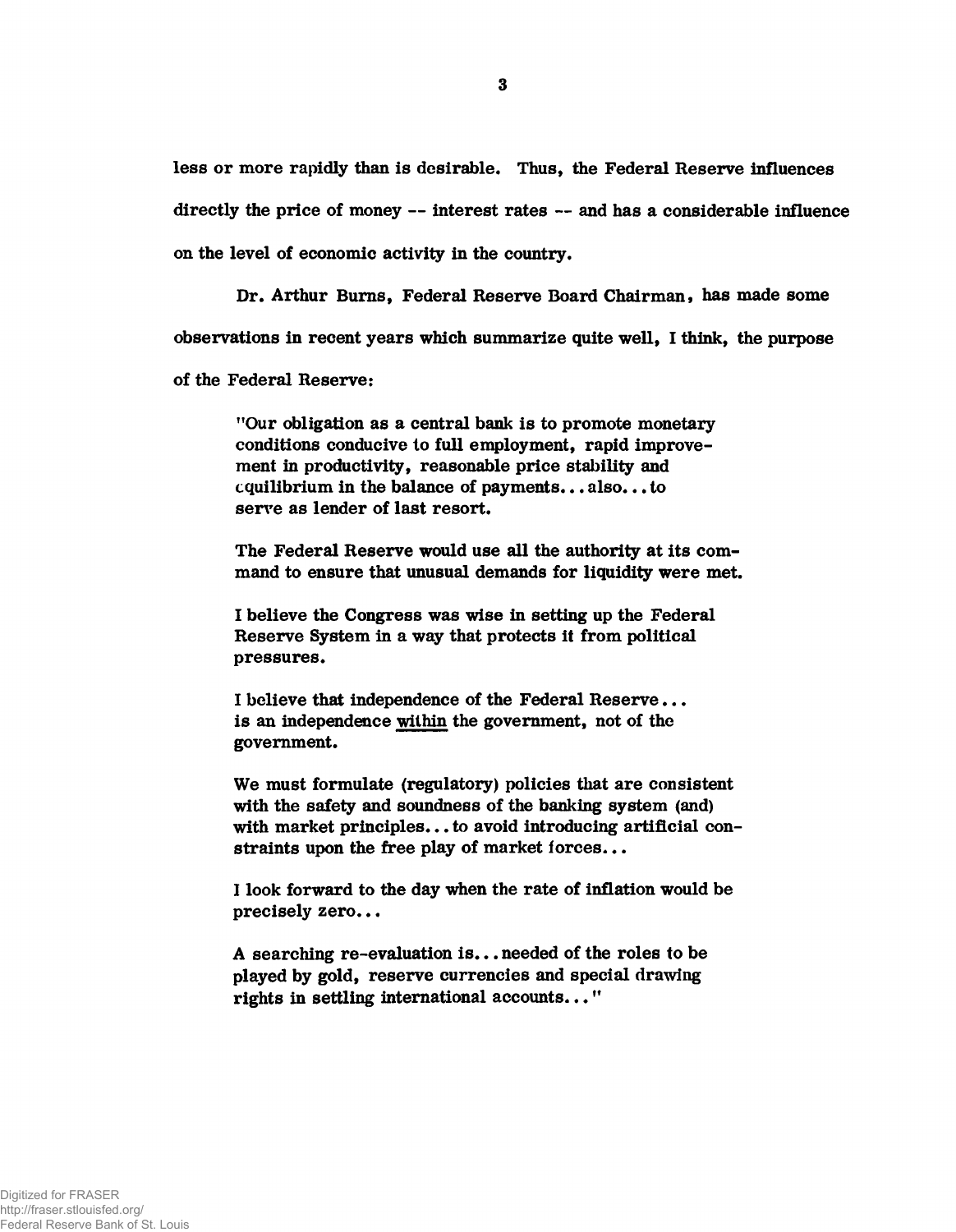less or more rapidly than is desirable. Thus, the Federal Reserve influences directly the price of money -- interest rates -- and has a considerable influence on the level of economic activity in the country.

Dr. Arthur Burns, Federal Reserve Board Chairman, has made some observations in recent years which summarize quite well, I think, the purpose of the Federal Reserve:

> "Our obligation as a central bank is to promote monetary conditions conducive to full employment, rapid improvement in productivity, reasonable price stability and equilibrium in the balance of payments... also... to serve as lender of last resort.
>
> The Federal Reserve would use all the authority at its command to ensure that unusual demands for liquidity were met.
>
> I believe the Congress was wise in setting up the Federal Reserve System in a way that protects it from political pressures.
>
> I believe that independence of the Federal Reserve... is an independence <u>within</u> the government, not of the government.
>
> We must formulate (regulatory) policies that are consistent with the safety and soundness of the banking system (and) with market principles... to avoid introducing artificial constraints upon the free play of market forces...
>
> I look forward to the day when the rate of inflation would be precisely zero...
>
> A searching re-evaluation is... needed of the roles to be played by gold, reserve currencies and special drawing rights in settling international accounts..."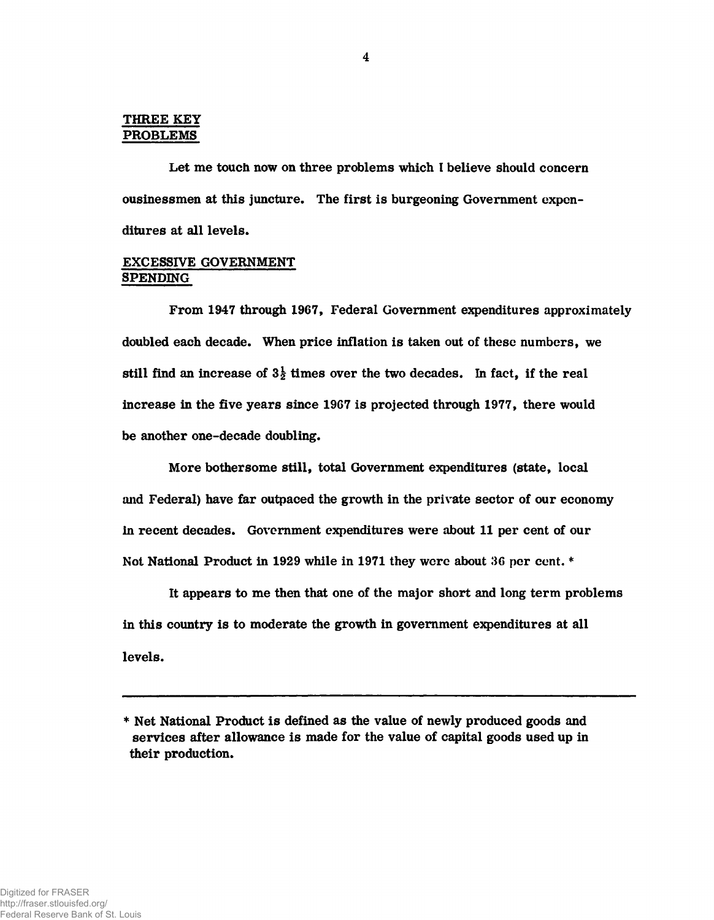## THREE KEY PROBLEMS

Let me touch now on three problems which I believe should concern ousinessmen at this juncture. The first is burgeoning Government expenditures at all levels.

## EXCESSIVE GOVERNMENT SPENDING

From 1947 through 1967, Federal Government expenditures approximately doubled each decade. When price inflation is taken out of these numbers, we still find an increase of $3\frac{1}{2}$ times over the two decades. In fact, if the real increase in the five years since 1967 is projected through 1977, there would be another one-decade doubling.

More bothersome still, total Government expenditures (state, local and Federal) have far outpaced the growth in the private sector of our economy in recent decades. Government expenditures were about 11 per cent of our Not National Product in 1929 while in 1971 they were about 36 per cent. *

It appears to me then that one of the major short and long term problems in this country is to moderate the growth in government expenditures at all levels.

---

\* Net National Product is defined as the value of newly produced goods and services after allowance is made for the value of capital goods used up in their production.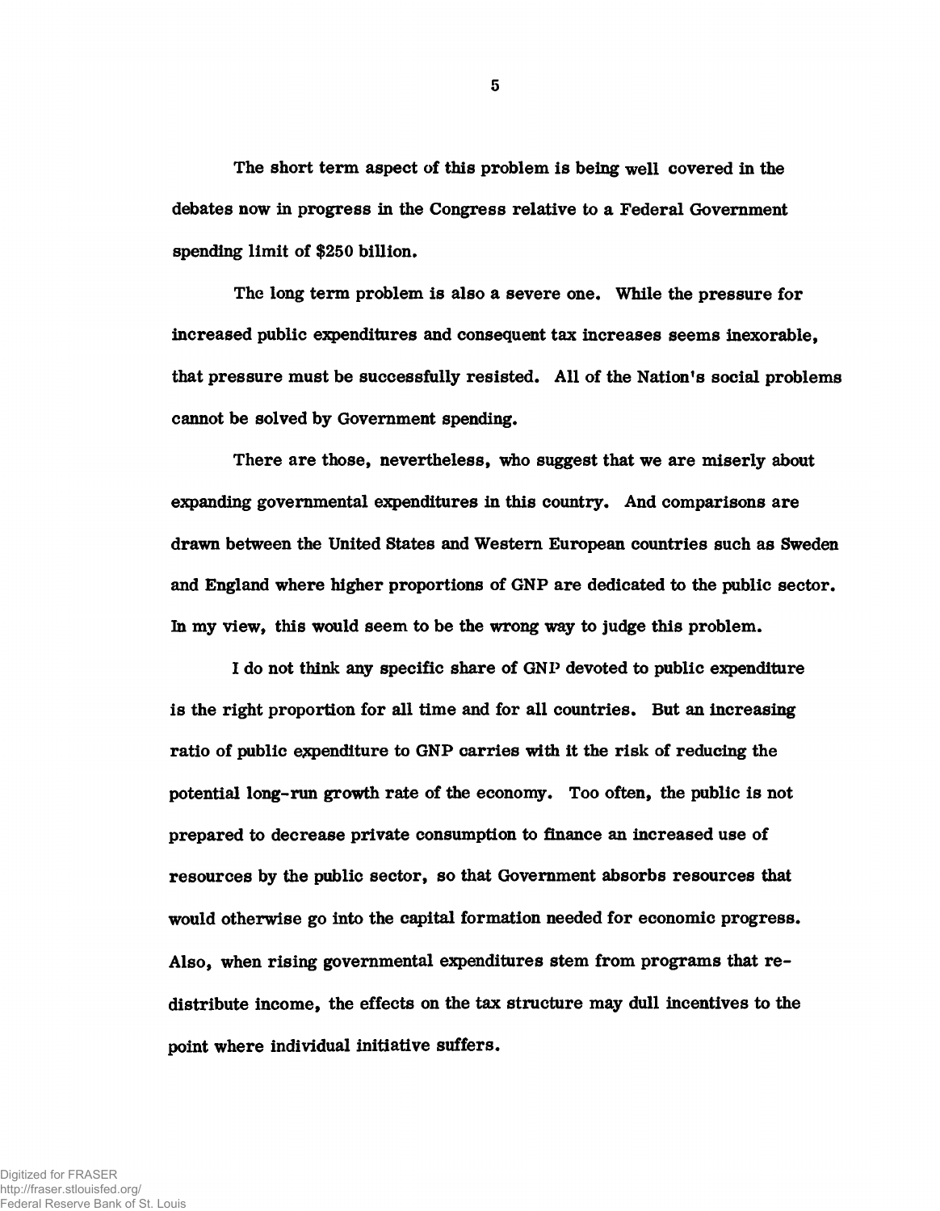The short term aspect of this problem is being well covered in the debates now in progress in the Congress relative to a Federal Government spending limit of $250 billion.

The long term problem is also a severe one. While the pressure for increased public expenditures and consequent tax increases seems inexorable, that pressure must be successfully resisted. All of the Nation's social problems cannot be solved by Government spending.

There are those, nevertheless, who suggest that we are miserly about expanding governmental expenditures in this country. And comparisons are drawn between the United States and Western European countries such as Sweden and England where higher proportions of GNP are dedicated to the public sector. In my view, this would seem to be the wrong way to judge this problem.

I do not think any specific share of GNP devoted to public expenditure is the right proportion for all time and for all countries. But an increasing ratio of public expenditure to GNP carries with it the risk of reducing the potential long-run growth rate of the economy. Too often, the public is not prepared to decrease private consumption to finance an increased use of resources by the public sector, so that Government absorbs resources that would otherwise go into the capital formation needed for economic progress. Also, when rising governmental expenditures stem from programs that redistribute income, the effects on the tax structure may dull incentives to the point where individual initiative suffers.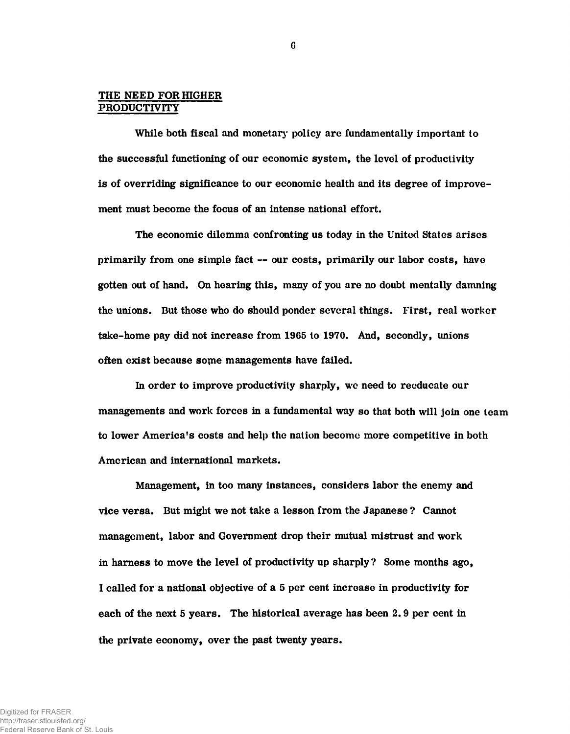## THE NEED FOR HIGHER PRODUCTIVITY

While both fiscal and monetary policy are fundamentally important to the successful functioning of our economic system, the level of productivity is of overriding significance to our economic health and its degree of improvement must become the focus of an intense national effort.

The economic dilemma confronting us today in the United States arises primarily from one simple fact -- our costs, primarily our labor costs, have gotten out of hand. On hearing this, many of you are no doubt mentally damning the unions. But those who do should ponder several things. First, real worker take-home pay did not increase from 1965 to 1970. And, secondly, unions often exist because some managements have failed.

In order to improve productivity sharply, we need to reeducate our managements and work forces in a fundamental way so that both will join one team to lower America's costs and help the nation become more competitive in both American and international markets.

Management, in too many instances, considers labor the enemy and vice versa. But might we not take a lesson from the Japanese? Cannot management, labor and Government drop their mutual mistrust and work in harness to move the level of productivity up sharply? Some months ago, I called for a national objective of a 5 per cent increase in productivity for each of the next 5 years. The historical average has been 2.9 per cent in the private economy, over the past twenty years.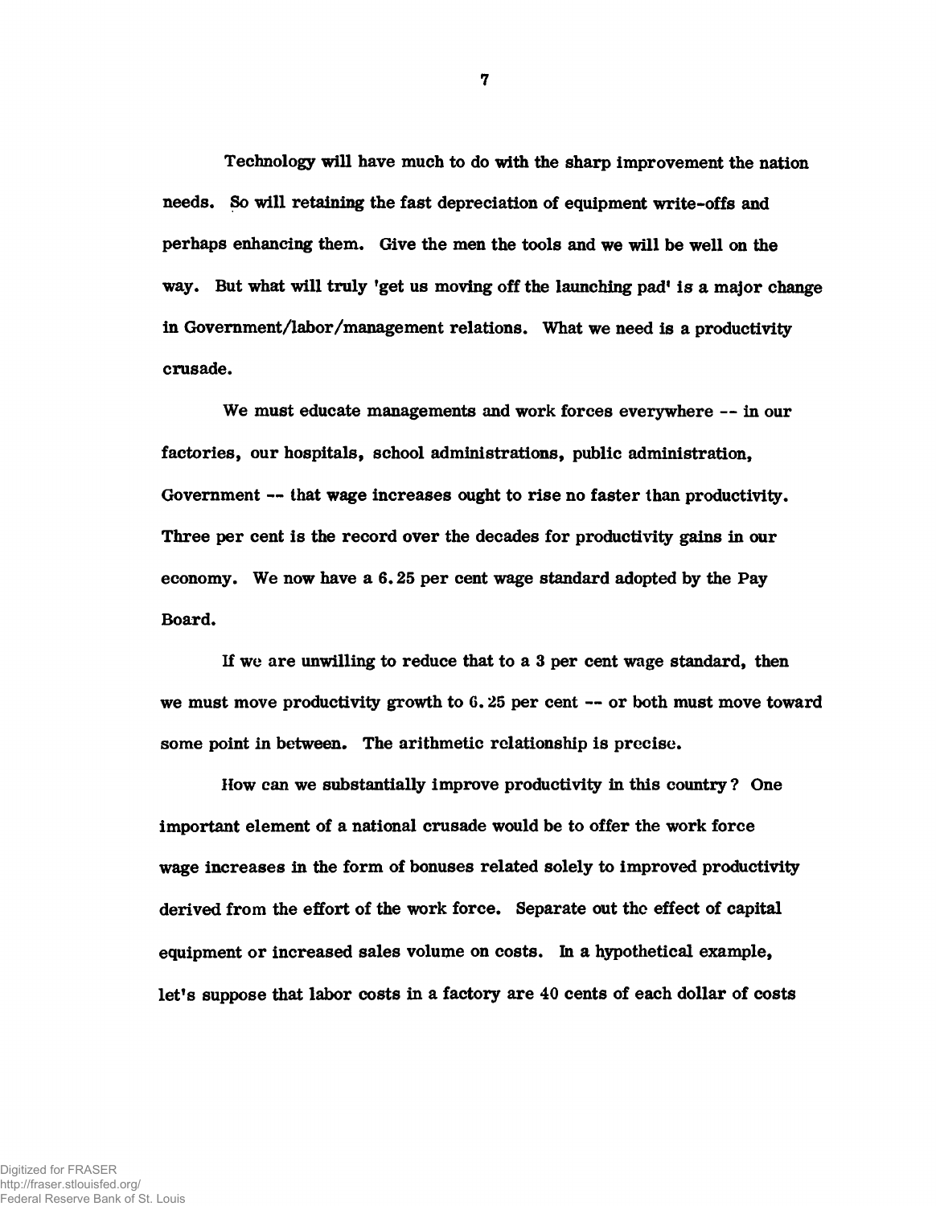Technology will have much to do with the sharp improvement the nation needs. So will retaining the fast depreciation of equipment write-offs and perhaps enhancing them. Give the men the tools and we will be well on the way. But what will truly 'get us moving off the launching pad' is a major change in Government/labor/management relations. What we need is a productivity crusade.

We must educate managements and work forces everywhere -- in our factories, our hospitals, school administrations, public administration, Government -- that wage increases ought to rise no faster than productivity. Three per cent is the record over the decades for productivity gains in our economy. We now have a 6.25 per cent wage standard adopted by the Pay Board.

If we are unwilling to reduce that to a 3 per cent wage standard, then we must move productivity growth to 6.25 per cent -- or both must move toward some point in between. The arithmetic relationship is precise.

How can we substantially improve productivity in this country? One important element of a national crusade would be to offer the work force wage increases in the form of bonuses related solely to improved productivity derived from the effort of the work force. Separate out the effect of capital equipment or increased sales volume on costs. In a hypothetical example, let's suppose that labor costs in a factory are 40 cents of each dollar of costs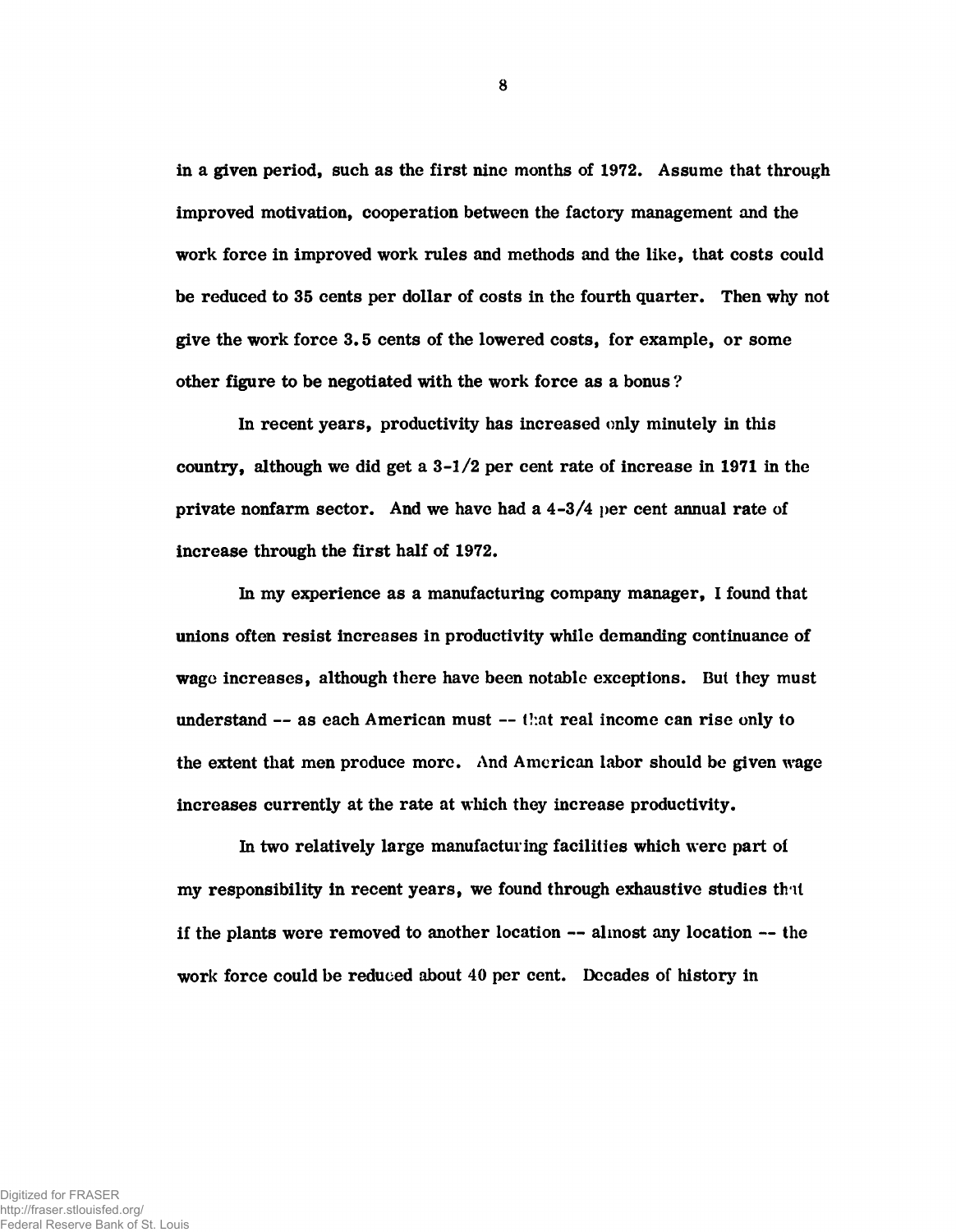in a given period, such as the first nine months of 1972. Assume that through improved motivation, cooperation between the factory management and the work force in improved work rules and methods and the like, that costs could be reduced to 35 cents per dollar of costs in the fourth quarter. Then why not give the work force 3.5 cents of the lowered costs, for example, or some other figure to be negotiated with the work force as a bonus?

In recent years, productivity has increased only minutely in this country, although we did get a 3-1/2 per cent rate of increase in 1971 in the private nonfarm sector. And we have had a 4-3/4 per cent annual rate of increase through the first half of 1972.

In my experience as a manufacturing company manager, I found that unions often resist increases in productivity while demanding continuance of wage increases, although there have been notable exceptions. But they must understand -- as each American must -- that real income can rise only to the extent that men produce more. And American labor should be given wage increases currently at the rate at which they increase productivity.

In two relatively large manufacturing facilities which were part of my responsibility in recent years, we found through exhaustive studies that if the plants were removed to another location -- almost any location -- the work force could be reduced about 40 per cent. Decades of history in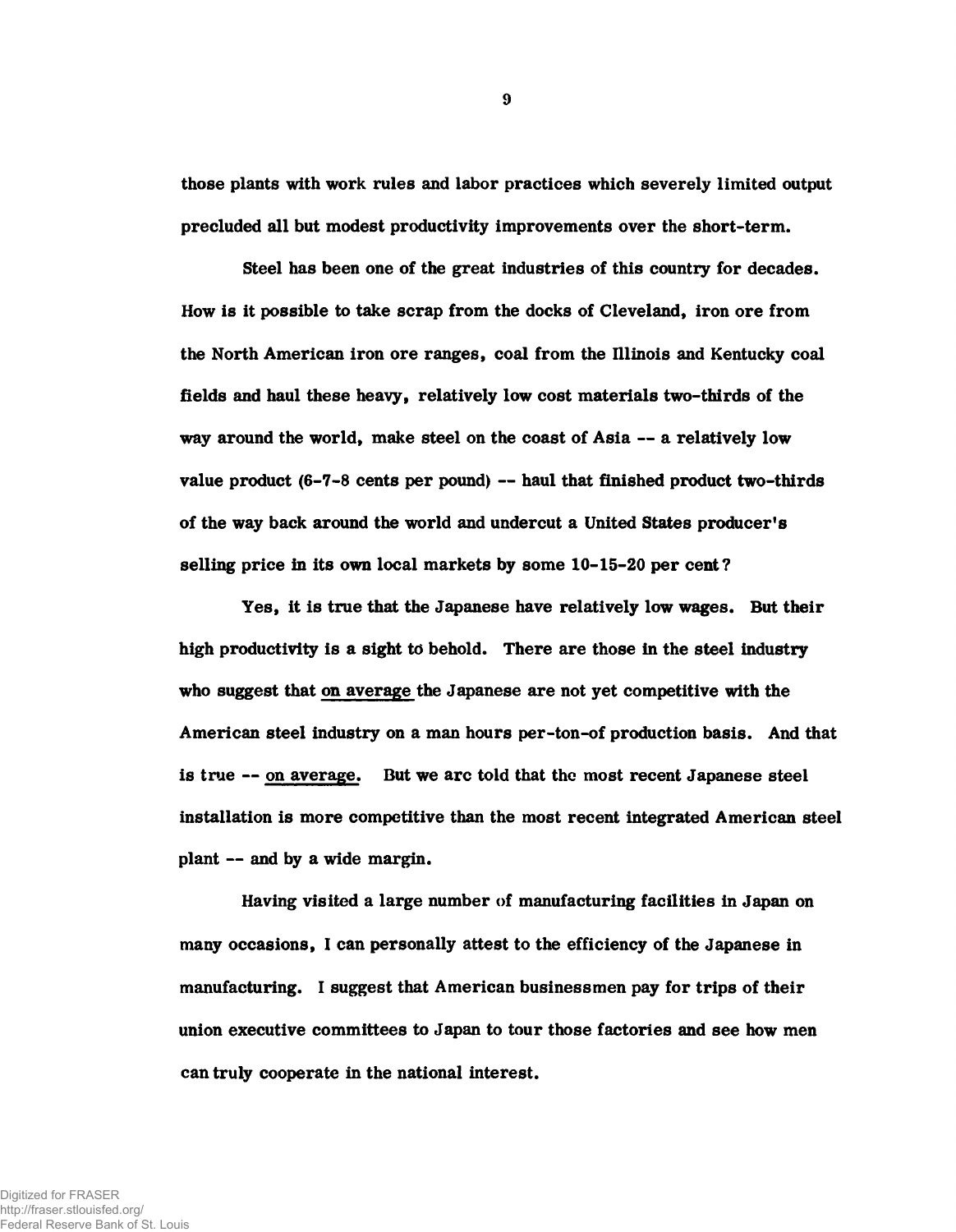those plants with work rules and labor practices which severely limited output precluded all but modest productivity improvements over the short-term.

Steel has been one of the great industries of this country for decades. How is it possible to take scrap from the docks of Cleveland, iron ore from the North American iron ore ranges, coal from the Illinois and Kentucky coal fields and haul these heavy, relatively low cost materials two-thirds of the way around the world, make steel on the coast of Asia -- a relatively low value product (6-7-8 cents per pound) -- haul that finished product two-thirds of the way back around the world and undercut a United States producer's selling price in its own local markets by some 10-15-20 per cent?

Yes, it is true that the Japanese have relatively low wages. But their high productivity is a sight to behold. There are those in the steel industry who suggest that on average the Japanese are not yet competitive with the American steel industry on a man hours per-ton-of production basis. And that is true -- on average. But we are told that the most recent Japanese steel installation is more competitive than the most recent integrated American steel plant -- and by a wide margin.

Having visited a large number of manufacturing facilities in Japan on many occasions, I can personally attest to the efficiency of the Japanese in manufacturing. I suggest that American businessmen pay for trips of their union executive committees to Japan to tour those factories and see how men can truly cooperate in the national interest.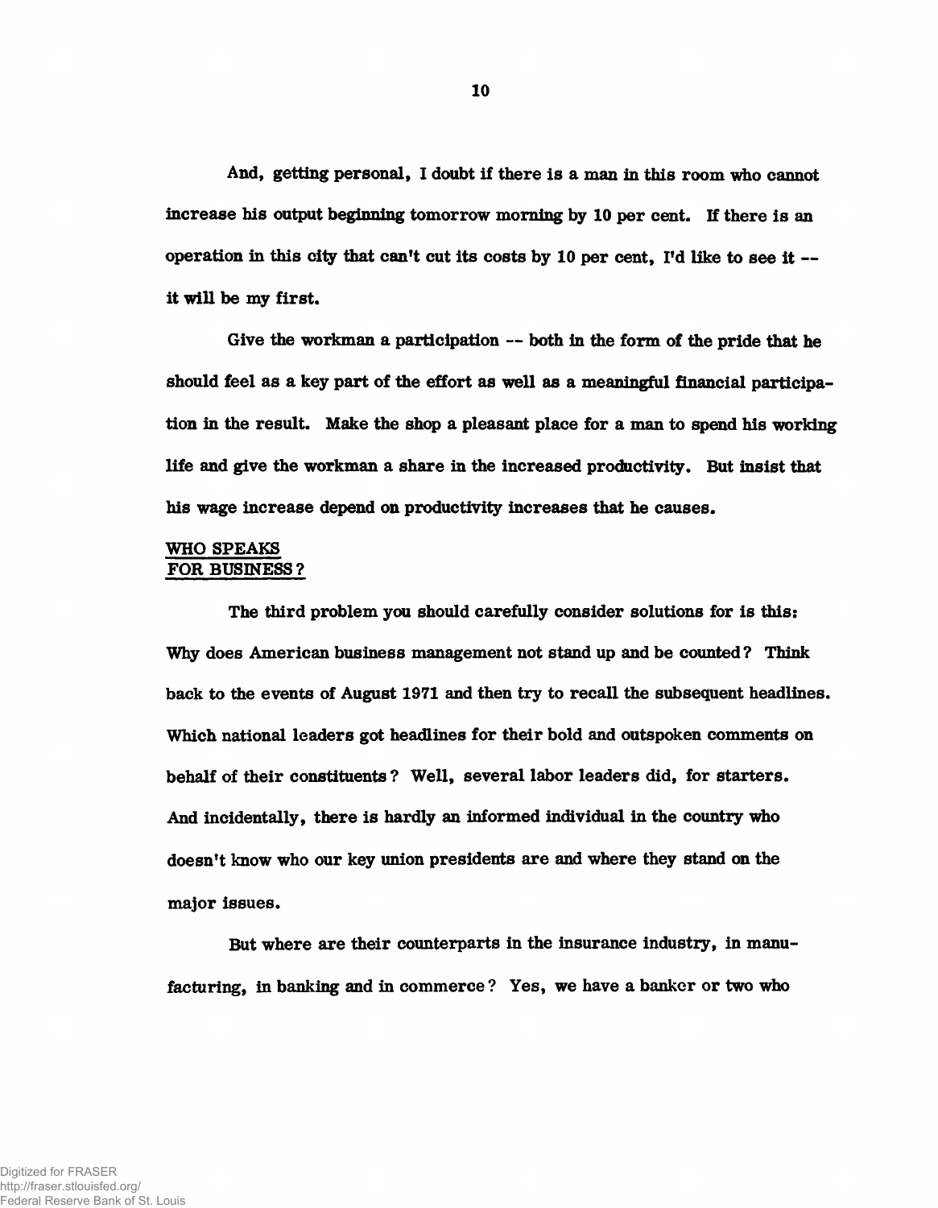And, getting personal, I doubt if there is a man in this room who cannot increase his output beginning tomorrow morning by 10 per cent. If there is an operation in this city that can't cut its costs by 10 per cent, I'd like to see it -- it will be my first.

Give the workman a participation -- both in the form of the pride that he should feel as a key part of the effort as well as a meaningful financial participation in the result. Make the shop a pleasant place for a man to spend his working life and give the workman a share in the increased productivity. But insist that his wage increase depend on productivity increases that he causes.

## WHO SPEAKS FOR BUSINESS?

The third problem you should carefully consider solutions for is this: Why does American business management not stand up and be counted? Think back to the events of August 1971 and then try to recall the subsequent headlines. Which national leaders got headlines for their bold and outspoken comments on behalf of their constituents? Well, several labor leaders did, for starters. And incidentally, there is hardly an informed individual in the country who doesn't know who our key union presidents are and where they stand on the major issues.

But where are their counterparts in the insurance industry, in manufacturing, in banking and in commerce? Yes, we have a banker or two who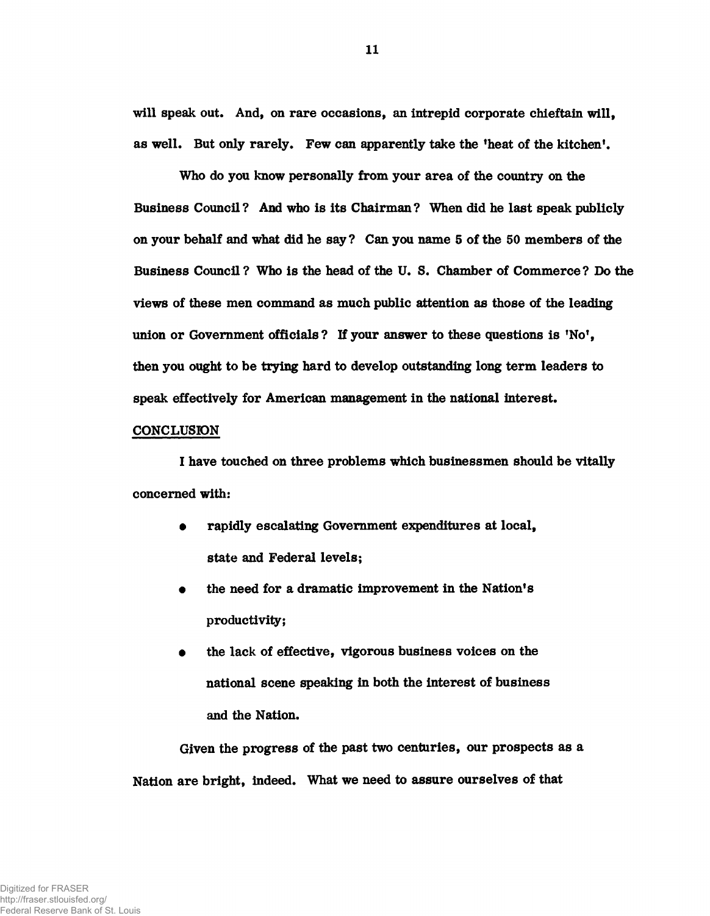will speak out. And, on rare occasions, an intrepid corporate chieftain will, as well. But only rarely. Few can apparently take the 'heat of the kitchen'.

Who do you know personally from your area of the country on the Business Council? And who is its Chairman? When did he last speak publicly on your behalf and what did he say? Can you name 5 of the 50 members of the Business Council? Who is the head of the U. S. Chamber of Commerce? Do the views of these men command as much public attention as those of the leading union or Government officials? If your answer to these questions is 'No', then you ought to be trying hard to develop outstanding long term leaders to speak effectively for American management in the national interest.

## CONCLUSION

I have touched on three problems which businessmen should be vitally concerned with:

- rapidly escalating Government expenditures at local, state and Federal levels;
- the need for a dramatic improvement in the Nation's productivity;
- the lack of effective, vigorous business voices on the national scene speaking in both the interest of business and the Nation.

Given the progress of the past two centuries, our prospects as a Nation are bright, indeed. What we need to assure ourselves of that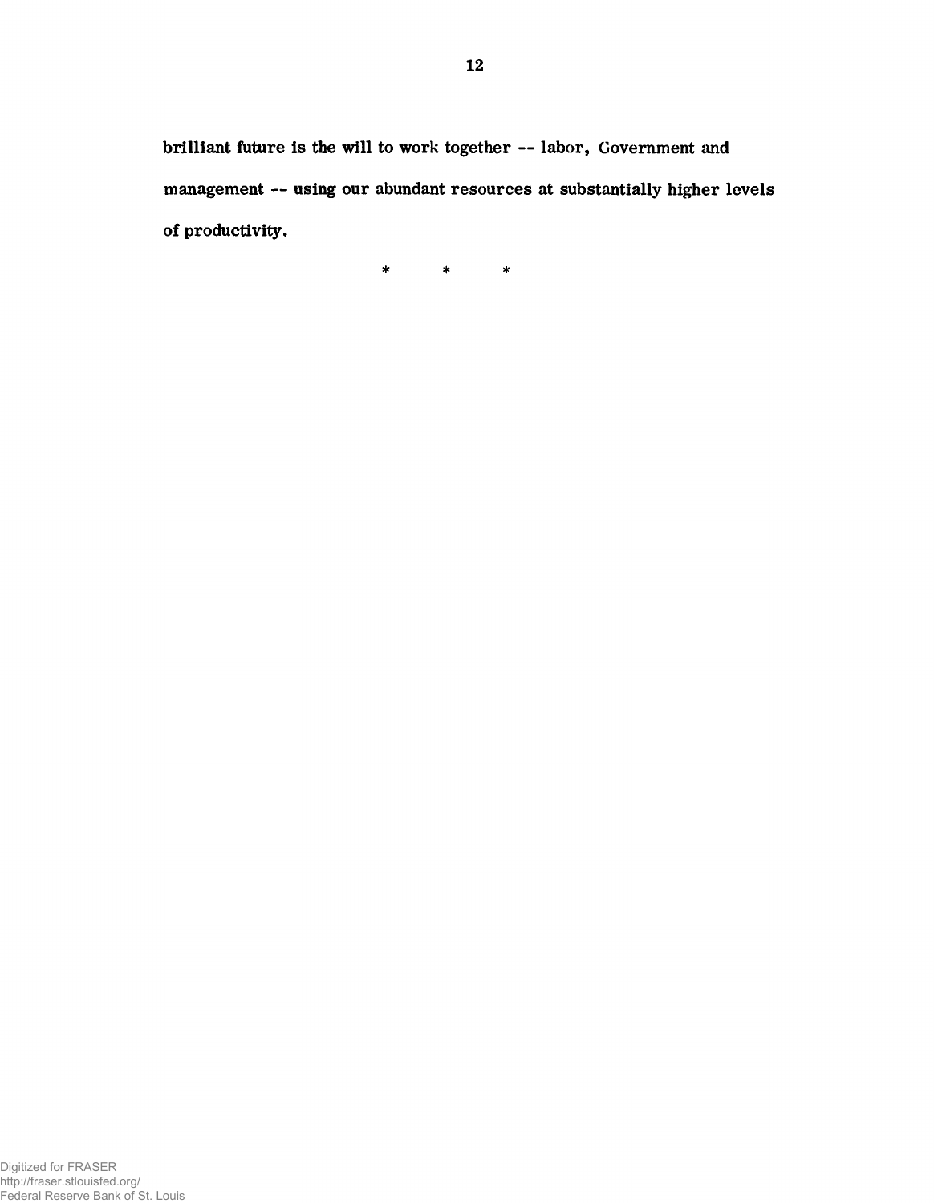brilliant future is the will to work together -- labor, Government and management -- using our abundant resources at substantially higher levels of productivity.

\* \* \*

brilliant future is the will to work together -- labor, Government and management -- using our abundant resources at substantially higher levels of productivity.

*          *          *